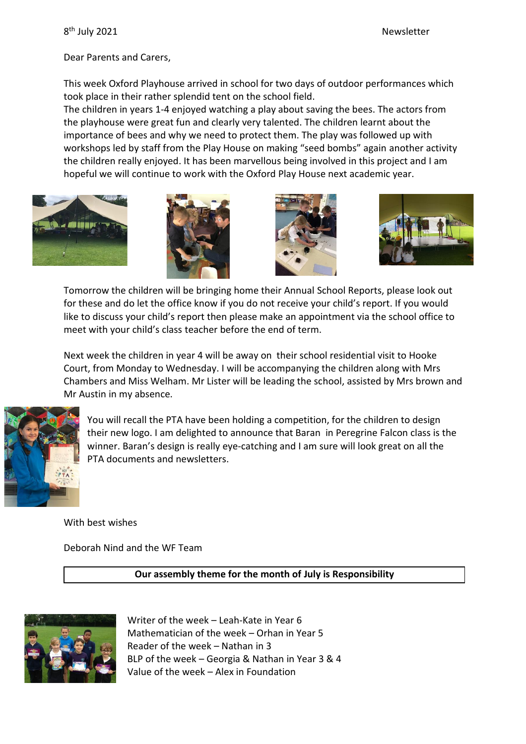8th July 2021 Newsletter

Dear Parents and Carers,

This week Oxford Playhouse arrived in school for two days of outdoor performances which took place in their rather splendid tent on the school field.
The children in years 1-4 enjoyed watching a play about saving the bees. The actors from the playhouse were great fun and clearly very talented. The children learnt about the importance of bees and why we need to protect them. The play was followed up with workshops led by staff from the Play House on making "seed bombs" again another activity the children really enjoyed. It has been marvellous being involved in this project and I am hopeful we will continue to work with the Oxford Play House next academic year.

Tomorrow the children will be bringing home their Annual School Reports, please look out for these and do let the office know if you do not receive your child's report. If you would like to discuss your child's report then please make an appointment via the school office to meet with your child's class teacher before the end of term.

Next week the children in year 4 will be away on their school residential visit to Hooke Court, from Monday to Wednesday. I will be accompanying the children along with Mrs Chambers and Miss Welham. Mr Lister will be leading the school, assisted by Mrs brown and Mr Austin in my absence.

You will recall the PTA have been holding a competition, for the children to design their new logo. I am delighted to announce that Baran in Peregrine Falcon class is the winner. Baran's design is really eye-catching and I am sure will look great on all the PTA documents and newsletters.

With best wishes

Deborah Nind and the WF Team

**Our assembly theme for the month of July is Responsibility**

Writer of the week – Leah-Kate in Year 6
Mathematician of the week – Orhan in Year 5
Reader of the week – Nathan in 3
BLP of the week – Georgia & Nathan in Year 3 & 4
Value of the week – Alex in Foundation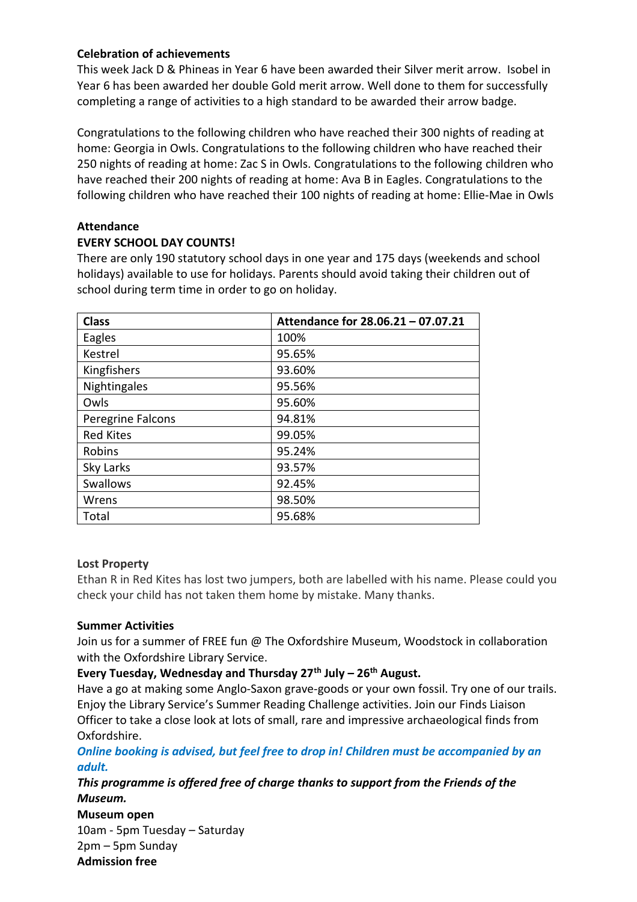**Celebration of achievements**

This week Jack D & Phineas in Year 6 have been awarded their Silver merit arrow. Isobel in Year 6 has been awarded her double Gold merit arrow. Well done to them for successfully completing a range of activities to a high standard to be awarded their arrow badge.

Congratulations to the following children who have reached their 300 nights of reading at home: Georgia in Owls. Congratulations to the following children who have reached their 250 nights of reading at home: Zac S in Owls. Congratulations to the following children who have reached their 200 nights of reading at home: Ava B in Eagles. Congratulations to the following children who have reached their 100 nights of reading at home: Ellie-Mae in Owls

**Attendance**

**EVERY SCHOOL DAY COUNTS!**

There are only 190 statutory school days in one year and 175 days (weekends and school holidays) available to use for holidays. Parents should avoid taking their children out of school during term time in order to go on holiday.

| Class | Attendance for 28.06.21 – 07.07.21 |
|---|---|
| Eagles | 100% |
| Kestrel | 95.65% |
| Kingfishers | 93.60% |
| Nightingales | 95.56% |
| Owls | 95.60% |
| Peregrine Falcons | 94.81% |
| Red Kites | 99.05% |
| Robins | 95.24% |
| Sky Larks | 93.57% |
| Swallows | 92.45% |
| Wrens | 98.50% |
| Total | 95.68% |

**Lost Property**

Ethan R in Red Kites has lost two jumpers, both are labelled with his name. Please could you check your child has not taken them home by mistake. Many thanks.

**Summer Activities**

Join us for a summer of FREE fun @ The Oxfordshire Museum, Woodstock in collaboration with the Oxfordshire Library Service.

**Every Tuesday, Wednesday and Thursday 27th July – 26th August.**

Have a go at making some Anglo-Saxon grave-goods or your own fossil. Try one of our trails. Enjoy the Library Service's Summer Reading Challenge activities. Join our Finds Liaison Officer to take a close look at lots of small, rare and impressive archaeological finds from Oxfordshire.

***Online booking is advised, but feel free to drop in! Children must be accompanied by an adult.***

***This programme is offered free of charge thanks to support from the Friends of the Museum.***

**Museum open**

10am - 5pm Tuesday – Saturday

2pm – 5pm Sunday

**Admission free**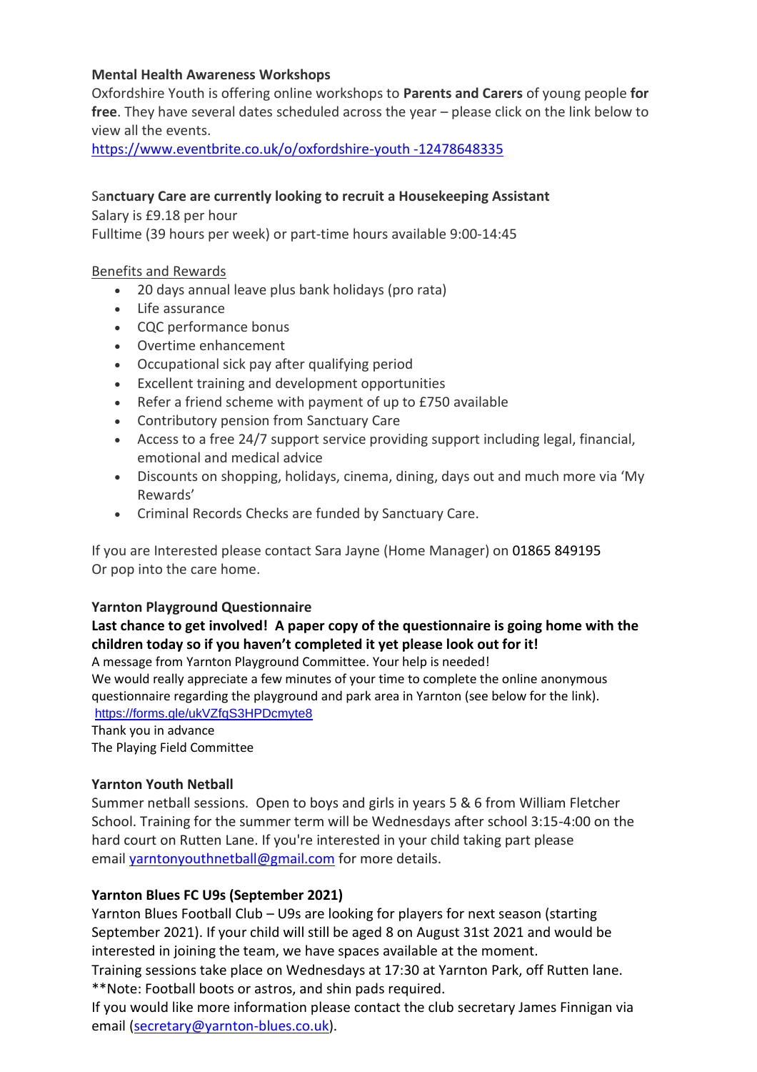**Mental Health Awareness Workshops**

Oxfordshire Youth is offering online workshops to **Parents and Carers** of young people **for free**. They have several dates scheduled across the year – please click on the link below to view all the events.

https://www.eventbrite.co.uk/o/oxfordshire-youth -12478648335

Sa**nctuary Care are currently looking to recruit a Housekeeping Assistant**

Salary is £9.18 per hour

Fulltime (39 hours per week) or part-time hours available 9:00-14:45

Benefits and Rewards

- 20 days annual leave plus bank holidays (pro rata)
- Life assurance
- CQC performance bonus
- Overtime enhancement
- Occupational sick pay after qualifying period
- Excellent training and development opportunities
- Refer a friend scheme with payment of up to £750 available
- Contributory pension from Sanctuary Care
- Access to a free 24/7 support service providing support including legal, financial, emotional and medical advice
- Discounts on shopping, holidays, cinema, dining, days out and much more via 'My Rewards'
- Criminal Records Checks are funded by Sanctuary Care.

If you are Interested please contact Sara Jayne (Home Manager) on 01865 849195
Or pop into the care home.

**Yarnton Playground Questionnaire**

**Last chance to get involved! A paper copy of the questionnaire is going home with the children today so if you haven't completed it yet please look out for it!**

A message from Yarnton Playground Committee. Your help is needed!
We would really appreciate a few minutes of your time to complete the online anonymous questionnaire regarding the playground and park area in Yarnton (see below for the link).
https://forms.gle/ukVZfqS3HPDcmyte8
Thank you in advance
The Playing Field Committee

**Yarnton Youth Netball**

Summer netball sessions. Open to boys and girls in years 5 & 6 from William Fletcher School. Training for the summer term will be Wednesdays after school 3:15-4:00 on the hard court on Rutten Lane. If you're interested in your child taking part please email yarntonyouthnetball@gmail.com for more details.

**Yarnton Blues FC U9s (September 2021)**

Yarnton Blues Football Club – U9s are looking for players for next season (starting September 2021). If your child will still be aged 8 on August 31st 2021 and would be interested in joining the team, we have spaces available at the moment.
Training sessions take place on Wednesdays at 17:30 at Yarnton Park, off Rutten lane.
**Note: Football boots or astros, and shin pads required.
If you would like more information please contact the club secretary James Finnigan via email (secretary@yarnton-blues.co.uk).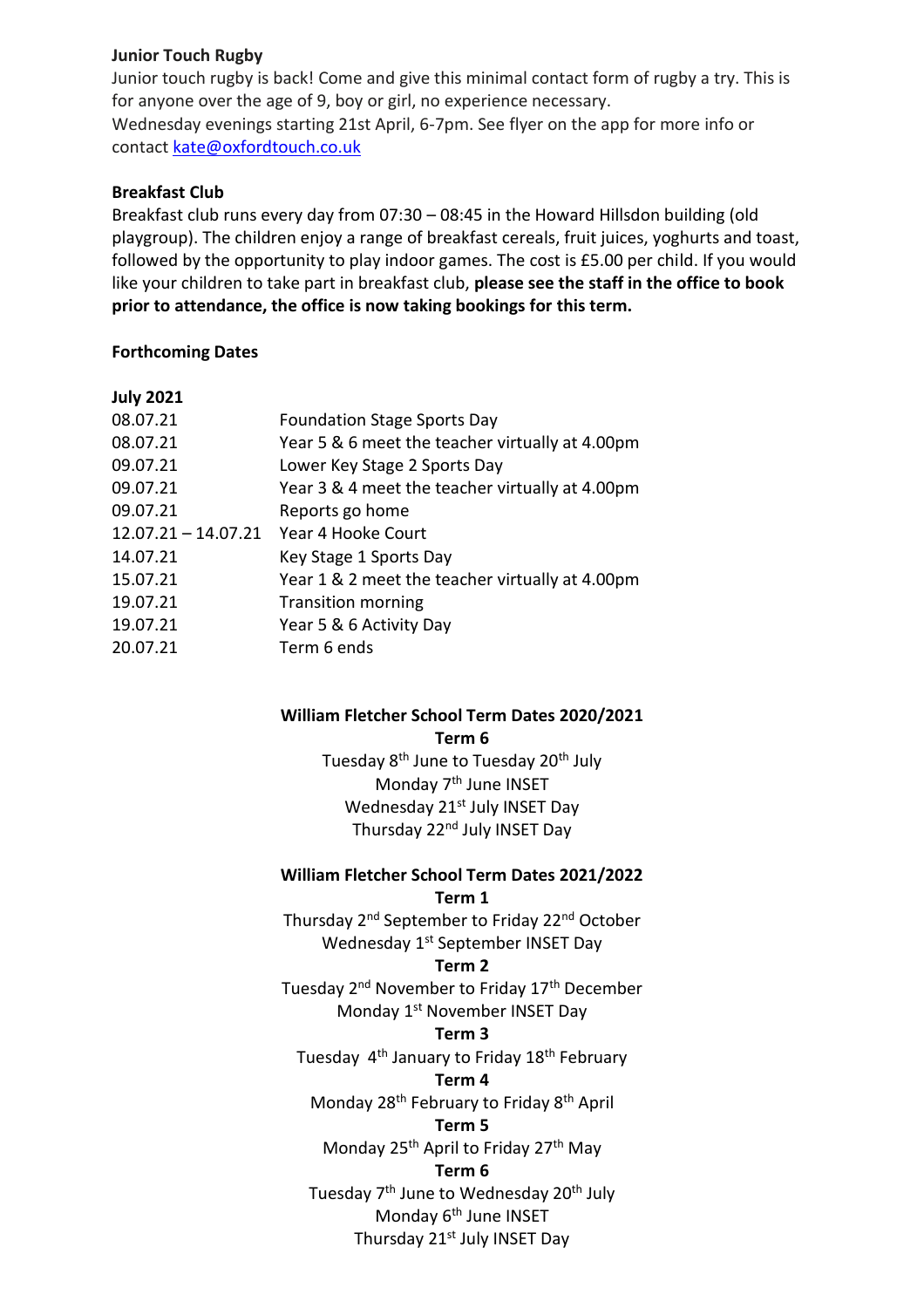**Junior Touch Rugby**

Junior touch rugby is back! Come and give this minimal contact form of rugby a try. This is for anyone over the age of 9, boy or girl, no experience necessary.
Wednesday evenings starting 21st April, 6-7pm. See flyer on the app for more info or contact kate@oxfordtouch.co.uk

**Breakfast Club**

Breakfast club runs every day from 07:30 – 08:45 in the Howard Hillsdon building (old playgroup). The children enjoy a range of breakfast cereals, fruit juices, yoghurts and toast, followed by the opportunity to play indoor games. The cost is £5.00 per child. If you would like your children to take part in breakfast club, **please see the staff in the office to book prior to attendance, the office is now taking bookings for this term.**

**Forthcoming Dates**

**July 2021**

| | |
|---|---|
| 08.07.21 | Foundation Stage Sports Day |
| 08.07.21 | Year 5 & 6 meet the teacher virtually at 4.00pm |
| 09.07.21 | Lower Key Stage 2 Sports Day |
| 09.07.21 | Year 3 & 4 meet the teacher virtually at 4.00pm |
| 09.07.21 | Reports go home |
| 12.07.21 – 14.07.21 | Year 4 Hooke Court |
| 14.07.21 | Key Stage 1 Sports Day |
| 15.07.21 | Year 1 & 2 meet the teacher virtually at 4.00pm |
| 19.07.21 | Transition morning |
| 19.07.21 | Year 5 & 6 Activity Day |
| 20.07.21 | Term 6 ends |

**William Fletcher School Term Dates 2020/2021**

**Term 6**

Tuesday 8th June to Tuesday 20th July
Monday 7th June INSET
Wednesday 21st July INSET Day
Thursday 22nd July INSET Day

**William Fletcher School Term Dates 2021/2022**

**Term 1**

Thursday 2nd September to Friday 22nd October
Wednesday 1st September INSET Day

**Term 2**

Tuesday 2nd November to Friday 17th December
Monday 1st November INSET Day

**Term 3**

Tuesday 4th January to Friday 18th February

**Term 4**

Monday 28th February to Friday 8th April

**Term 5**

Monday 25th April to Friday 27th May

**Term 6**

Tuesday 7th June to Wednesday 20th July
Monday 6th June INSET
Thursday 21st July INSET Day